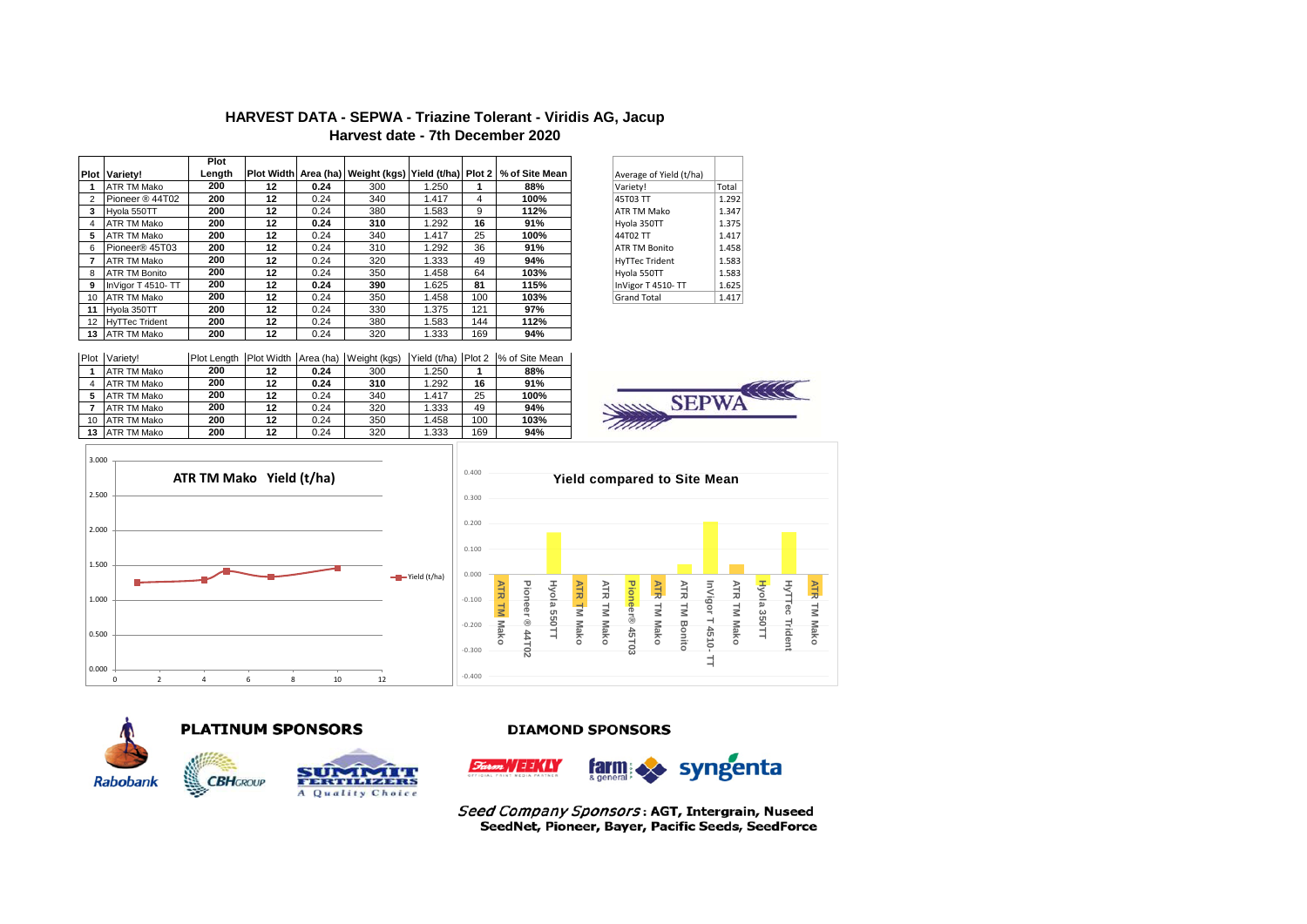# HARVEST DATA - SEPWA - Triazine Tolerant - Viridis AG, Jacup

## Harvest date - 7th December 2020

| Plot | Variety! | Plot Length | Plot Width | Area (ha) | Weight (kgs) | Yield (t/ha) | Plot 2 | % of Site Mean |
|---|---|---|---|---|---|---|---|---|
| 1 | ATR TM Mako | 200 | 12 | 0.24 | 300 | 1.250 | 1 | 88% |
| 2 | Pioneer ® 44T02 | 200 | 12 | 0.24 | 340 | 1.417 | 4 | 100% |
| 3 | Hyola 550TT | 200 | 12 | 0.24 | 380 | 1.583 | 9 | 112% |
| 4 | ATR TM Mako | 200 | 12 | 0.24 | 310 | 1.292 | 16 | 91% |
| 5 | ATR TM Mako | 200 | 12 | 0.24 | 340 | 1.417 | 25 | 100% |
| 6 | Pioneer® 45T03 | 200 | 12 | 0.24 | 310 | 1.292 | 36 | 91% |
| 7 | ATR TM Mako | 200 | 12 | 0.24 | 320 | 1.333 | 49 | 94% |
| 8 | ATR TM Bonito | 200 | 12 | 0.24 | 350 | 1.458 | 64 | 103% |
| 9 | InVigor T 4510- TT | 200 | 12 | 0.24 | 390 | 1.625 | 81 | 115% |
| 10 | ATR TM Mako | 200 | 12 | 0.24 | 350 | 1.458 | 100 | 103% |
| 11 | Hyola 350TT | 200 | 12 | 0.24 | 330 | 1.375 | 121 | 97% |
| 12 | HyTTec Trident | 200 | 12 | 0.24 | 380 | 1.583 | 144 | 112% |
| 13 | ATR TM Mako | 200 | 12 | 0.24 | 320 | 1.333 | 169 | 94% |

| Average of Yield (t/ha) | |
|---|---|
| Variety! | Total |
| 45T03 TT | 1.292 |
| ATR TM Mako | 1.347 |
| Hyola 350TT | 1.375 |
| 44T02 TT | 1.417 |
| ATR TM Bonito | 1.458 |
| HyTTec Trident | 1.583 |
| Hyola 550TT | 1.583 |
| InVigor T 4510- TT | 1.625 |
| Grand Total | 1.417 |

| Plot | Variety! | Plot Length | Plot Width | Area (ha) | Weight (kgs) | Yield (t/ha) | Plot 2 | % of Site Mean |
|---|---|---|---|---|---|---|---|---|
| 1 | ATR TM Mako | 200 | 12 | 0.24 | 300 | 1.250 | 1 | 88% |
| 4 | ATR TM Mako | 200 | 12 | 0.24 | 310 | 1.292 | 16 | 91% |
| 5 | ATR TM Mako | 200 | 12 | 0.24 | 340 | 1.417 | 25 | 100% |
| 7 | ATR TM Mako | 200 | 12 | 0.24 | 320 | 1.333 | 49 | 94% |
| 10 | ATR TM Mako | 200 | 12 | 0.24 | 350 | 1.458 | 100 | 103% |
| 13 | ATR TM Mako | 200 | 12 | 0.24 | 320 | 1.333 | 169 | 94% |

**ATR TM Mako Yield (t/ha)**

**Yield compared to Site Mean**

**PLATINUM SPONSORS**

**DIAMOND SPONSORS**

*Seed Company Sponsors*: **AGT, Intergrain, Nuseed SeedNet, Pioneer, Bayer, Pacific Seeds, SeedForce**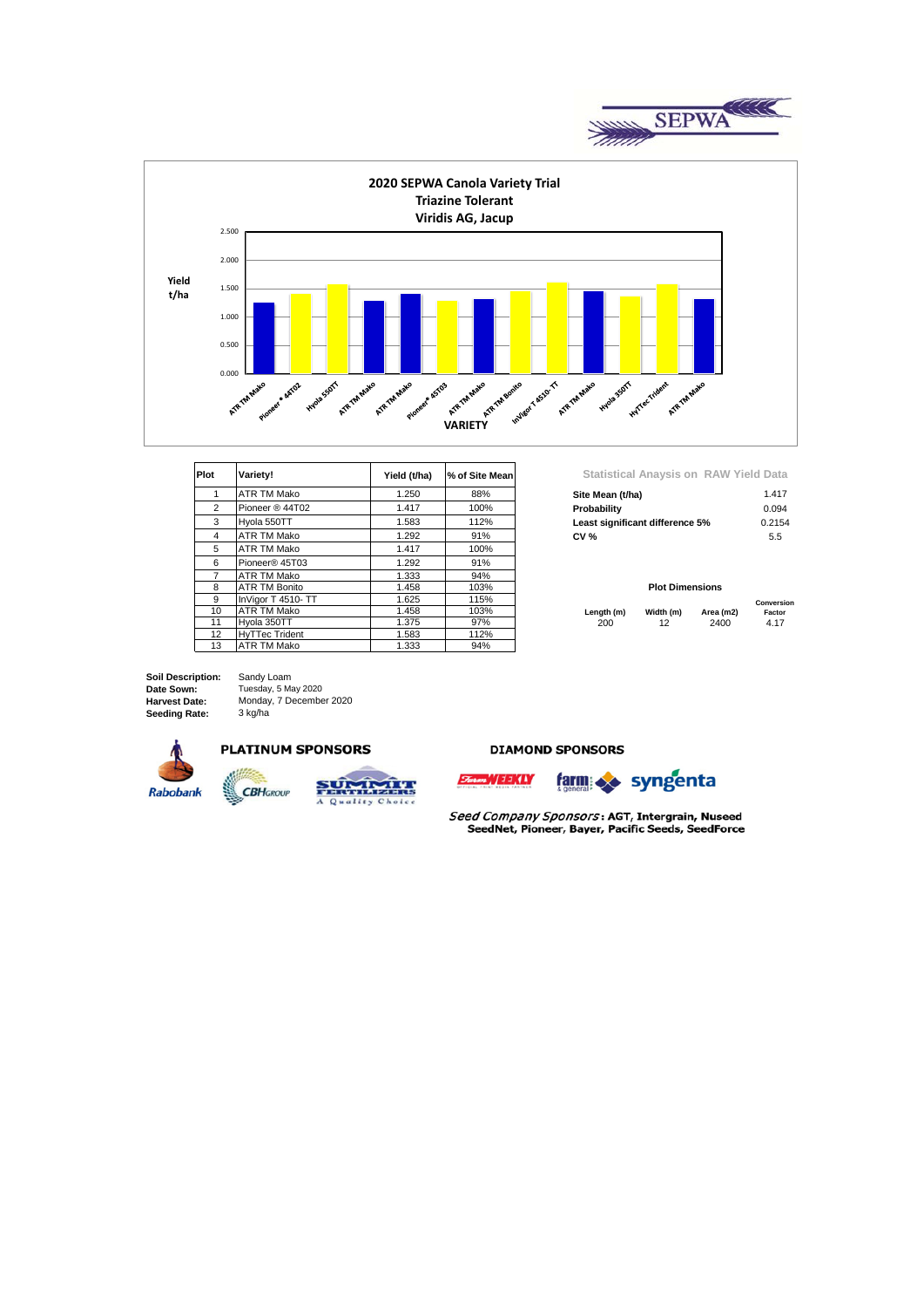SEPWA

## 2020 SEPWA Canola Variety Trial
### Triazine Tolerant
### Viridis AG, Jacup

| Plot | Variety! | Yield (t/ha) | % of Site Mean |
|---|---|---|---|
| 1 | ATR TM Mako | 1.250 | 88% |
| 2 | Pioneer ® 44T02 | 1.417 | 100% |
| 3 | Hyola 550TT | 1.583 | 112% |
| 4 | ATR TM Mako | 1.292 | 91% |
| 5 | ATR TM Mako | 1.417 | 100% |
| 6 | Pioneer® 45T03 | 1.292 | 91% |
| 7 | ATR TM Mako | 1.333 | 94% |
| 8 | ATR TM Bonito | 1.458 | 103% |
| 9 | InVigor T 4510- TT | 1.625 | 115% |
| 10 | ATR TM Mako | 1.458 | 103% |
| 11 | Hyola 350TT | 1.375 | 97% |
| 12 | HyTTec Trident | 1.583 | 112% |
| 13 | ATR TM Mako | 1.333 | 94% |

**Statistical Anaysis on RAW Yield Data**

| | |
|---|---|
| **Site Mean (t/ha)** | 1.417 |
| **Probability** | 0.094 |
| **Least significant difference 5%** | 0.2154 |
| **CV %** | 5.5 |

**Plot Dimensions**

| Length (m) | Width (m) | Area (m2) | Conversion Factor |
|---|---|---|---|
| 200 | 12 | 2400 | 4.17 |

**Soil Description:** Sandy Loam
**Date Sown:** Tuesday, 5 May 2020
**Harvest Date:** Monday, 7 December 2020
**Seeding Rate:** 3 kg/ha

**PLATINUM SPONSORS**

Rabobank, CBH Group, Summit Fertilizers

**DIAMOND SPONSORS**

Farm Weekly, farm & general, syngenta

*Seed Company Sponsors*: AGT, Intergrain, Nuseed SeedNet, Pioneer, Bayer, Pacific Seeds, SeedForce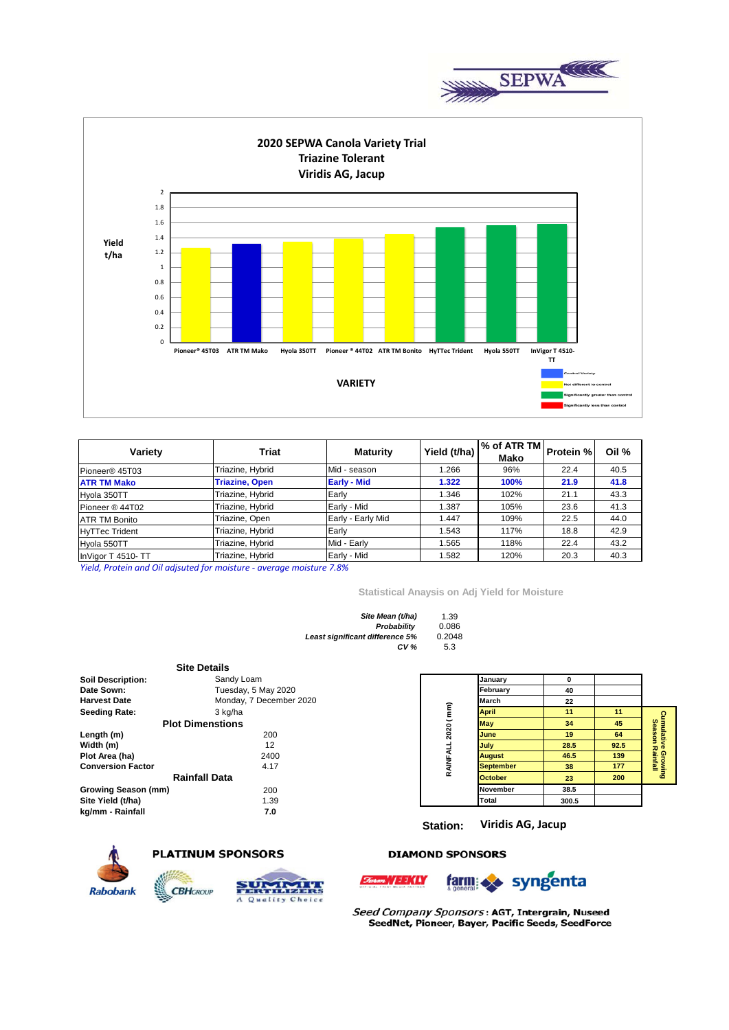SEPWA

## 2020 SEPWA Canola Variety Trial
## Triazine Tolerant
## Viridis AG, Jacup

Yield t/ha

2
1.8
1.6
1.4
1.2
1
0.8
0.6
0.4
0.2
0

Pioneer® 45T03 | ATR TM Mako | Hyola 350TT | Pioneer ® 44T02 | ATR TM Bonito | HyTTec Trident | Hyola 550TT | InVigor T 4510-TT

VARIETY

Control Variety
Not different to control
Significantly greater than control
Significantly less than control

| Variety | Triat | Maturity | Yield (t/ha) | % of ATR TM Mako | Protein % | Oil % |
|---|---|---|---|---|---|---|
| Pioneer® 45T03 | Triazine, Hybrid | Mid - season | 1.266 | 96% | 22.4 | 40.5 |
| **ATR TM Mako** | **Triazine, Open** | **Early - Mid** | **1.322** | **100%** | **21.9** | **41.8** |
| Hyola 350TT | Triazine, Hybrid | Early | 1.346 | 102% | 21.1 | 43.3 |
| Pioneer ® 44T02 | Triazine, Hybrid | Early - Mid | 1.387 | 105% | 23.6 | 41.3 |
| ATR TM Bonito | Triazine, Open | Early - Early Mid | 1.447 | 109% | 22.5 | 44.0 |
| HyTTec Trident | Triazine, Hybrid | Early | 1.543 | 117% | 18.8 | 42.9 |
| Hyola 550TT | Triazine, Hybrid | Mid - Early | 1.565 | 118% | 22.4 | 43.2 |
| InVigor T 4510- TT | Triazine, Hybrid | Early - Mid | 1.582 | 120% | 20.3 | 40.3 |

*Yield, Protein and Oil adjsuted for moisture - average moisture 7.8%*

**Statistical Anaysis on Adj Yield for Moisture**

| | |
|---|---|
| *Site Mean (t/ha)* | 1.39 |
| *Probability* | 0.086 |
| *Least significant difference 5%* | 0.2048 |
| *CV %* | 5.3 |

### Site Details

| | |
|---|---|
| **Soil Description:** | Sandy Loam |
| **Date Sown:** | Tuesday, 5 May 2020 |
| **Harvest Date** | Monday, 7 December 2020 |
| **Seeding Rate:** | 3 kg/ha |

### Plot Dimenstions

| | |
|---|---|
| **Length (m)** | 200 |
| **Width (m)** | 12 |
| **Plot Area (ha)** | 2400 |
| **Conversion Factor** | 4.17 |

### Rainfall Data

| | |
|---|---|
| **Growing Season (mm)** | 200 |
| **Site Yield (t/ha)** | 1.39 |
| **kg/mm - Rainfall** | **7.0** |

RAINFALL 2020 ( mm)

| Month | Rainfall | Cumulative Growing Season Rainfall |
|---|---|---|
| January | 0 | |
| February | 40 | |
| March | 22 | |
| April | 11 | 11 |
| May | 34 | 45 |
| June | 19 | 64 |
| July | 28.5 | 92.5 |
| August | 46.5 | 139 |
| September | 38 | 177 |
| October | 23 | 200 |
| November | 38.5 | |
| Total | 300.5 | |

**Station: Viridis AG, Jacup**

**PLATINUM SPONSORS**

Rabobank, CBH Group, Summit Fertilizers – A Quality Choice

**DIAMOND SPONSORS**

Farm Weekly, farm & general, syngenta

*Seed Company Sponsors* : AGT, Intergrain, Nuseed SeedNet, Pioneer, Bayer, Pacific Seeds, SeedForce